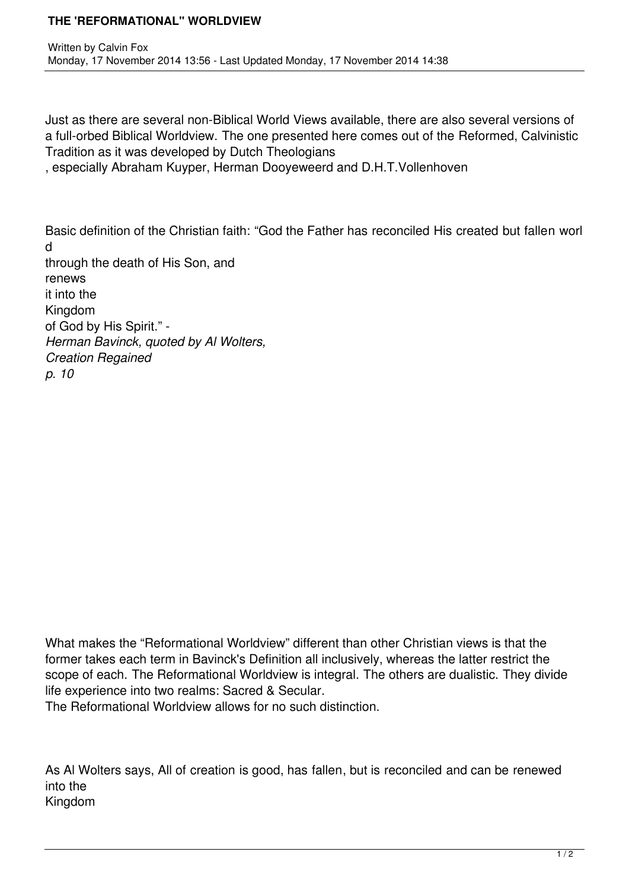# THE 'REFORMATIONAL" WORLDVIEW

Written by Calvin Fox
Monday, 17 November 2014 13:56 - Last Updated Monday, 17 November 2014 14:38

Just as there are several non-Biblical World Views available, there are also several versions of a full-orbed Biblical Worldview. The one presented here comes out of the Reformed, Calvinistic Tradition as it was developed by Dutch Theologians, especially Abraham Kuyper, Herman Dooyeweerd and D.H.T.Vollenhoven

Basic definition of the Christian faith: "God the Father has reconciled His created but fallen world through the death of His Son, and renews it into the Kingdom of God by His Spirit." - *Herman Bavinck, quoted by Al Wolters, Creation Regained p. 10*

What makes the "Reformational Worldview" different than other Christian views is that the former takes each term in Bavinck's Definition all inclusively, whereas the latter restrict the scope of each. The Reformational Worldview is integral. The others are dualistic. They divide life experience into two realms: Sacred & Secular.
The Reformational Worldview allows for no such distinction.

As Al Wolters says, All of creation is good, has fallen, but is reconciled and can be renewed into the Kingdom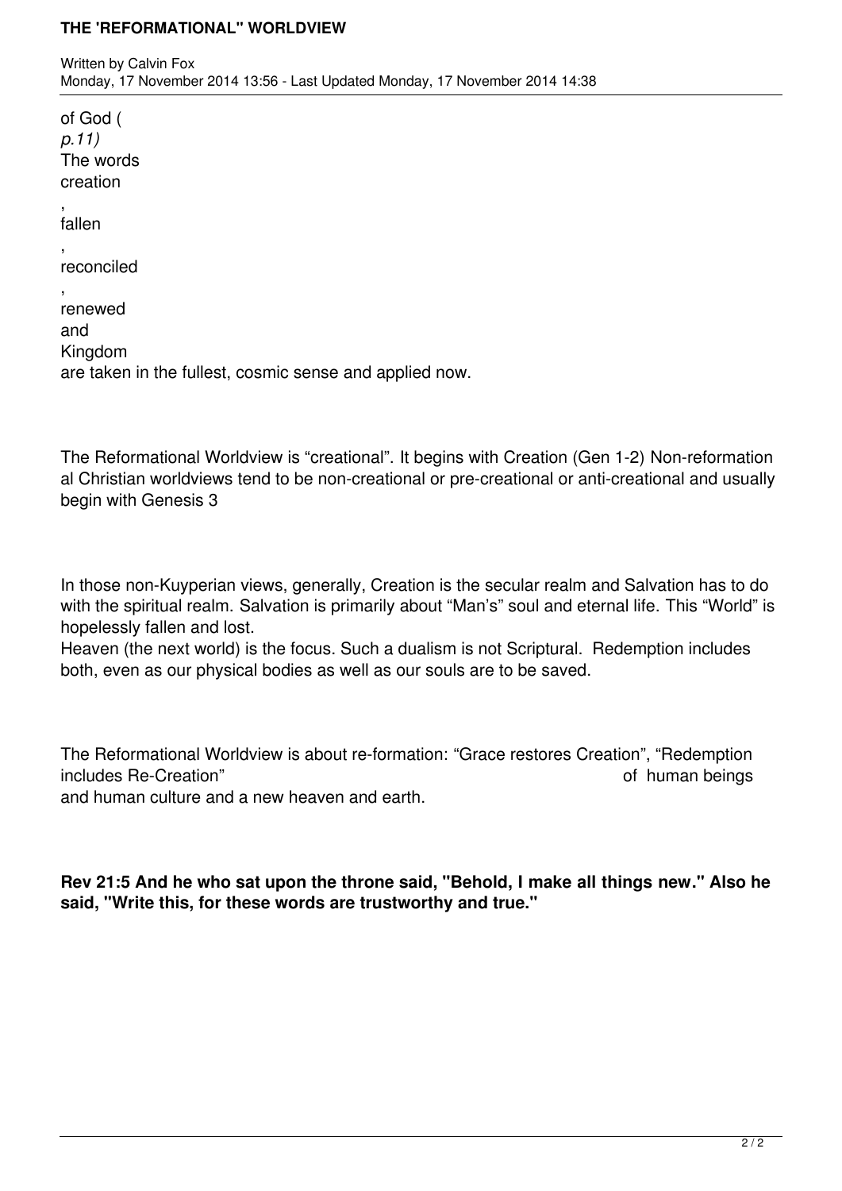of God (*p.11)* The words *creation*, *fallen*, *reconciled*, *renewed* and *Kingdom* are taken in the fullest, cosmic sense and applied now.

The Reformational Worldview is "creational". It begins with Creation (Gen 1-2) Non-reformational Christian worldviews tend to be non-creational or pre-creational or anti-creational and usually begin with Genesis 3

In those non-Kuyperian views, generally, Creation is the secular realm and Salvation has to do with the spiritual realm. Salvation is primarily about "Man's" soul and eternal life. This "World" is hopelessly fallen and lost.
Heaven (the next world) is the focus. Such a dualism is not Scriptural. Redemption includes both, even as our physical bodies as well as our souls are to be saved.

The Reformational Worldview is about re-formation: "Grace restores Creation", "Redemption includes Re-Creation" of human beings and human culture and a new heaven and earth.

**Rev 21:5 And he who sat upon the throne said, "Behold, I make all things new." Also he said, "Write this, for these words are trustworthy and true."**